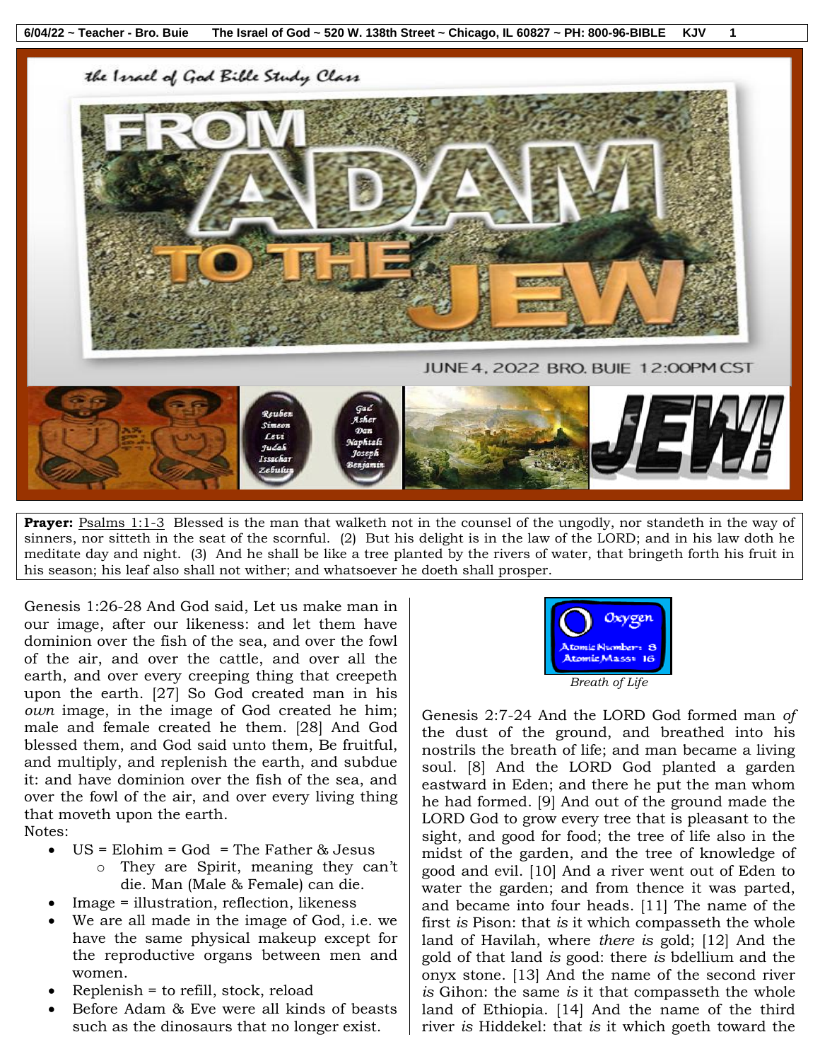the Israel of God Bible Study Class

# FROM ADAM TO THE JEW

JUNE 4, 2022 BRO. BUIE 12:00PM CST

**Prayer:** Psalms 1:1-3 Blessed is the man that walketh not in the counsel of the ungodly, nor standeth in the way of sinners, nor sitteth in the seat of the scornful. (2) But his delight is in the law of the LORD; and in his law doth he meditate day and night. (3) And he shall be like a tree planted by the rivers of water, that bringeth forth his fruit in his season; his leaf also shall not wither; and whatsoever he doeth shall prosper.

Genesis 1:26-28 And God said, Let us make man in our image, after our likeness: and let them have dominion over the fish of the sea, and over the fowl of the air, and over the cattle, and over all the earth, and over every creeping thing that creepeth upon the earth. [27] So God created man in his *own* image, in the image of God created he him; male and female created he them. [28] And God blessed them, and God said unto them, Be fruitful, and multiply, and replenish the earth, and subdue it: and have dominion over the fish of the sea, and over the fowl of the air, and over every living thing that moveth upon the earth.

Notes:

- US = Elohim = God = The Father & Jesus
  - They are Spirit, meaning they can't die. Man (Male & Female) can die.
- Image = illustration, reflection, likeness
- We are all made in the image of God, i.e. we have the same physical makeup except for the reproductive organs between men and women.
- Replenish = to refill, stock, reload
- Before Adam & Eve were all kinds of beasts such as the dinosaurs that no longer exist.

O Oxygen
Atomic Number: 8
Atomic Mass: 16

*Breath of Life*

Genesis 2:7-24 And the LORD God formed man *of* the dust of the ground, and breathed into his nostrils the breath of life; and man became a living soul. [8] And the LORD God planted a garden eastward in Eden; and there he put the man whom he had formed. [9] And out of the ground made the LORD God to grow every tree that is pleasant to the sight, and good for food; the tree of life also in the midst of the garden, and the tree of knowledge of good and evil. [10] And a river went out of Eden to water the garden; and from thence it was parted, and became into four heads. [11] The name of the first *is* Pison: that *is* it which compasseth the whole land of Havilah, where *there is* gold; [12] And the gold of that land *is* good: there *is* bdellium and the onyx stone. [13] And the name of the second river *is* Gihon: the same *is* it that compasseth the whole land of Ethiopia. [14] And the name of the third river *is* Hiddekel: that *is* it which goeth toward the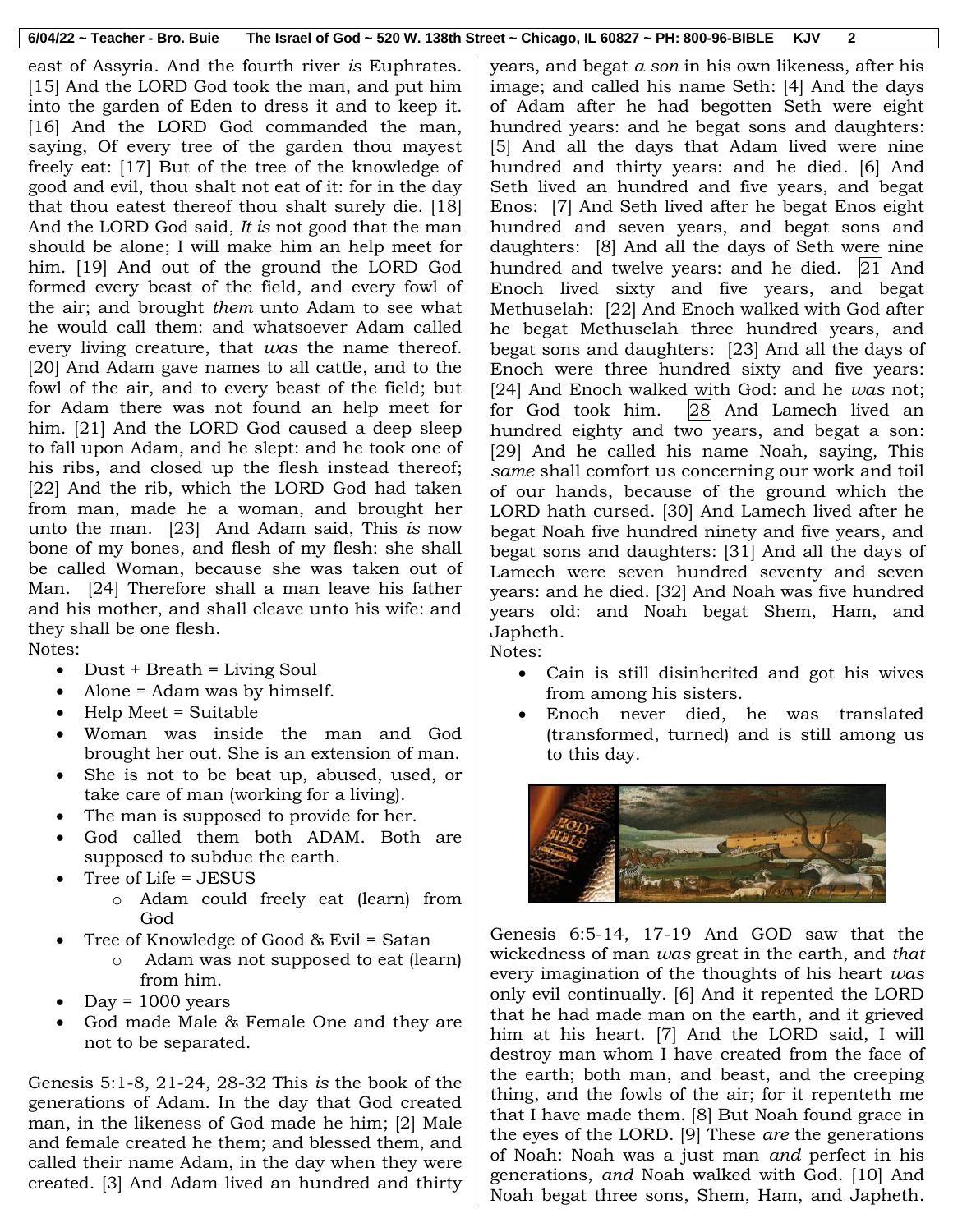east of Assyria. And the fourth river *is* Euphrates. [15] And the LORD God took the man, and put him into the garden of Eden to dress it and to keep it. [16] And the LORD God commanded the man, saying, Of every tree of the garden thou mayest freely eat: [17] But of the tree of the knowledge of good and evil, thou shalt not eat of it: for in the day that thou eatest thereof thou shalt surely die. [18] And the LORD God said, *It is* not good that the man should be alone; I will make him an help meet for him. [19] And out of the ground the LORD God formed every beast of the field, and every fowl of the air; and brought *them* unto Adam to see what he would call them: and whatsoever Adam called every living creature, that *was* the name thereof. [20] And Adam gave names to all cattle, and to the fowl of the air, and to every beast of the field; but for Adam there was not found an help meet for him. [21] And the LORD God caused a deep sleep to fall upon Adam, and he slept: and he took one of his ribs, and closed up the flesh instead thereof; [22] And the rib, which the LORD God had taken from man, made he a woman, and brought her unto the man. [23] And Adam said, This *is* now bone of my bones, and flesh of my flesh: she shall be called Woman, because she was taken out of Man. [24] Therefore shall a man leave his father and his mother, and shall cleave unto his wife: and they shall be one flesh.

Notes:

- Dust + Breath = Living Soul
- Alone = Adam was by himself.
- Help Meet = Suitable
- Woman was inside the man and God brought her out. She is an extension of man.
- She is not to be beat up, abused, used, or take care of man (working for a living).
- The man is supposed to provide for her.
- God called them both ADAM. Both are supposed to subdue the earth.
- Tree of Life = JESUS
  - Adam could freely eat (learn) from God
- Tree of Knowledge of Good & Evil = Satan
  - Adam was not supposed to eat (learn) from him.
- Day = 1000 years
- God made Male & Female One and they are not to be separated.

Genesis 5:1-8, 21-24, 28-32 This *is* the book of the generations of Adam. In the day that God created man, in the likeness of God made he him; [2] Male and female created he them; and blessed them, and called their name Adam, in the day when they were created. [3] And Adam lived an hundred and thirty years, and begat *a son* in his own likeness, after his image; and called his name Seth: [4] And the days of Adam after he had begotten Seth were eight hundred years: and he begat sons and daughters: [5] And all the days that Adam lived were nine hundred and thirty years: and he died. [6] And Seth lived an hundred and five years, and begat Enos: [7] And Seth lived after he begat Enos eight hundred and seven years, and begat sons and daughters: [8] And all the days of Seth were nine hundred and twelve years: and he died. [21] And Enoch lived sixty and five years, and begat Methuselah: [22] And Enoch walked with God after he begat Methuselah three hundred years, and begat sons and daughters: [23] And all the days of Enoch were three hundred sixty and five years: [24] And Enoch walked with God: and he *was* not; for God took him. [28] And Lamech lived an hundred eighty and two years, and begat a son: [29] And he called his name Noah, saying, This *same* shall comfort us concerning our work and toil of our hands, because of the ground which the LORD hath cursed. [30] And Lamech lived after he begat Noah five hundred ninety and five years, and begat sons and daughters: [31] And all the days of Lamech were seven hundred seventy and seven years: and he died. [32] And Noah was five hundred years old: and Noah begat Shem, Ham, and Japheth.

Notes:

- Cain is still disinherited and got his wives from among his sisters.
- Enoch never died, he was translated (transformed, turned) and is still among us to this day.

Genesis 6:5-14, 17-19 And GOD saw that the wickedness of man *was* great in the earth, and *that* every imagination of the thoughts of his heart *was* only evil continually. [6] And it repented the LORD that he had made man on the earth, and it grieved him at his heart. [7] And the LORD said, I will destroy man whom I have created from the face of the earth; both man, and beast, and the creeping thing, and the fowls of the air; for it repenteth me that I have made them. [8] But Noah found grace in the eyes of the LORD. [9] These *are* the generations of Noah: Noah was a just man *and* perfect in his generations, *and* Noah walked with God. [10] And Noah begat three sons, Shem, Ham, and Japheth.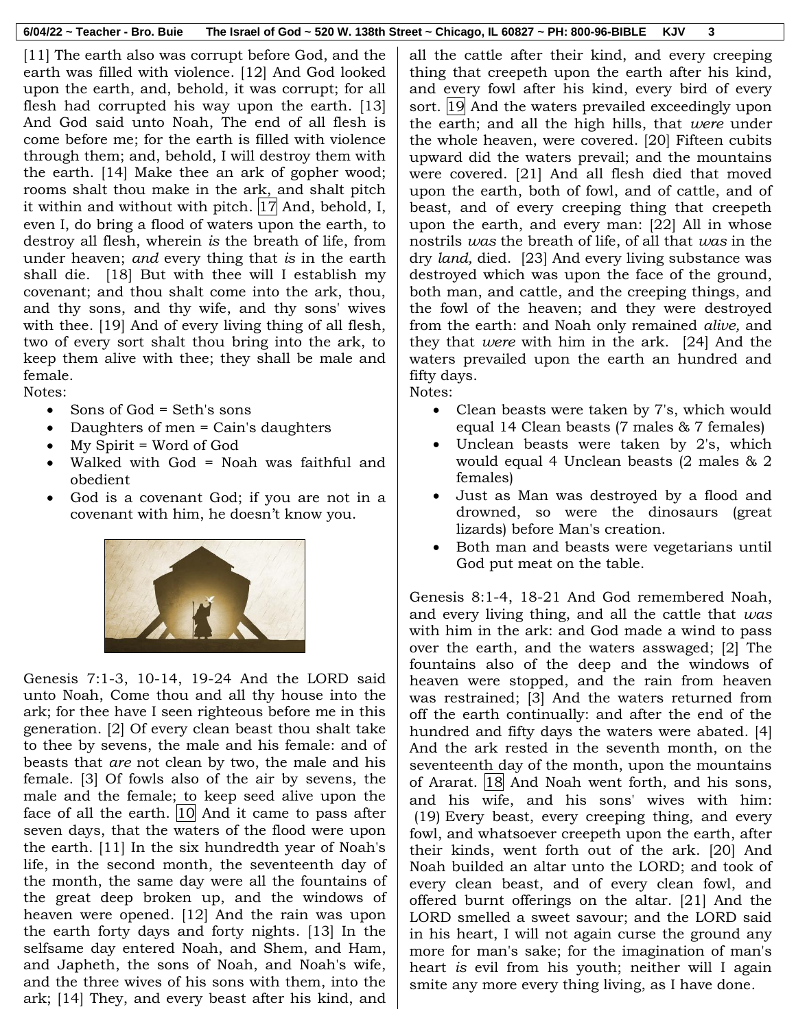[11] The earth also was corrupt before God, and the earth was filled with violence. [12] And God looked upon the earth, and, behold, it was corrupt; for all flesh had corrupted his way upon the earth. [13] And God said unto Noah, The end of all flesh is come before me; for the earth is filled with violence through them; and, behold, I will destroy them with the earth. [14] Make thee an ark of gopher wood; rooms shalt thou make in the ark, and shalt pitch it within and without with pitch. 17 And, behold, I, even I, do bring a flood of waters upon the earth, to destroy all flesh, wherein *is* the breath of life, from under heaven; *and* every thing that *is* in the earth shall die. [18] But with thee will I establish my covenant; and thou shalt come into the ark, thou, and thy sons, and thy wife, and thy sons' wives with thee. [19] And of every living thing of all flesh, two of every sort shalt thou bring into the ark, to keep them alive with thee; they shall be male and female.

Notes:

- Sons of God = Seth's sons
- Daughters of men = Cain's daughters
- My Spirit = Word of God
- Walked with God = Noah was faithful and obedient
- God is a covenant God; if you are not in a covenant with him, he doesn't know you.

Genesis 7:1-3, 10-14, 19-24 And the LORD said unto Noah, Come thou and all thy house into the ark; for thee have I seen righteous before me in this generation. [2] Of every clean beast thou shalt take to thee by sevens, the male and his female: and of beasts that *are* not clean by two, the male and his female. [3] Of fowls also of the air by sevens, the male and the female; to keep seed alive upon the face of all the earth. 10 And it came to pass after seven days, that the waters of the flood were upon the earth. [11] In the six hundredth year of Noah's life, in the second month, the seventeenth day of the month, the same day were all the fountains of the great deep broken up, and the windows of heaven were opened. [12] And the rain was upon the earth forty days and forty nights. [13] In the selfsame day entered Noah, and Shem, and Ham, and Japheth, the sons of Noah, and Noah's wife, and the three wives of his sons with them, into the ark; [14] They, and every beast after his kind, and all the cattle after their kind, and every creeping thing that creepeth upon the earth after his kind, and every fowl after his kind, every bird of every sort. 19 And the waters prevailed exceedingly upon the earth; and all the high hills, that *were* under the whole heaven, were covered. [20] Fifteen cubits upward did the waters prevail; and the mountains were covered. [21] And all flesh died that moved upon the earth, both of fowl, and of cattle, and of beast, and of every creeping thing that creepeth upon the earth, and every man: [22] All in whose nostrils *was* the breath of life, of all that *was* in the dry *land,* died. [23] And every living substance was destroyed which was upon the face of the ground, both man, and cattle, and the creeping things, and the fowl of the heaven; and they were destroyed from the earth: and Noah only remained *alive,* and they that *were* with him in the ark. [24] And the waters prevailed upon the earth an hundred and fifty days.

Notes:

- Clean beasts were taken by 7's, which would equal 14 Clean beasts (7 males & 7 females)
- Unclean beasts were taken by 2's, which would equal 4 Unclean beasts (2 males & 2 females)
- Just as Man was destroyed by a flood and drowned, so were the dinosaurs (great lizards) before Man's creation.
- Both man and beasts were vegetarians until God put meat on the table.

Genesis 8:1-4, 18-21 And God remembered Noah, and every living thing, and all the cattle that *was* with him in the ark: and God made a wind to pass over the earth, and the waters asswaged; [2] The fountains also of the deep and the windows of heaven were stopped, and the rain from heaven was restrained; [3] And the waters returned from off the earth continually: and after the end of the hundred and fifty days the waters were abated. [4] And the ark rested in the seventh month, on the seventeenth day of the month, upon the mountains of Ararat. 18 And Noah went forth, and his sons, and his wife, and his sons' wives with him: (19) Every beast, every creeping thing, and every fowl, and whatsoever creepeth upon the earth, after their kinds, went forth out of the ark. [20] And Noah builded an altar unto the LORD; and took of every clean beast, and of every clean fowl, and offered burnt offerings on the altar. [21] And the LORD smelled a sweet savour; and the LORD said in his heart, I will not again curse the ground any more for man's sake; for the imagination of man's heart *is* evil from his youth; neither will I again smite any more every thing living, as I have done.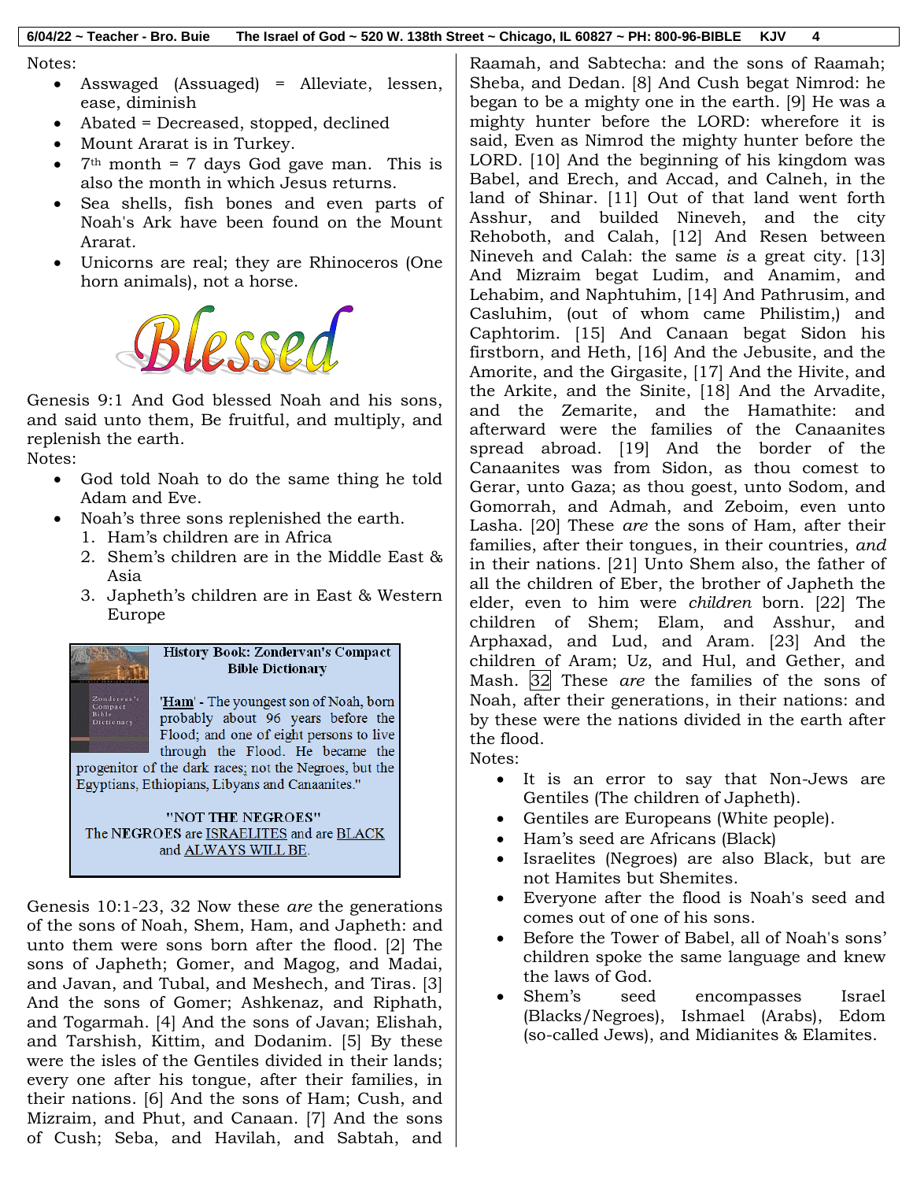Notes:

- Asswaged (Assuaged) = Alleviate, lessen, ease, diminish
- Abated = Decreased, stopped, declined
- Mount Ararat is in Turkey.
- 7th month = 7 days God gave man. This is also the month in which Jesus returns.
- Sea shells, fish bones and even parts of Noah's Ark have been found on the Mount Ararat.
- Unicorns are real; they are Rhinoceros (One horn animals), not a horse.

Blessed

Genesis 9:1 And God blessed Noah and his sons, and said unto them, Be fruitful, and multiply, and replenish the earth.

Notes:

- God told Noah to do the same thing he told Adam and Eve.
- Noah's three sons replenished the earth.
  1. Ham's children are in Africa
  2. Shem's children are in the Middle East & Asia
  3. Japheth's children are in East & Western Europe

**History Book: Zondervan's Compact Bible Dictionary**

'Ham' - The youngest son of Noah, born probably about 96 years before the Flood; and one of eight persons to live through the Flood. He became the progenitor of the dark races; not the Negroes, but the Egyptians, Ethiopians, Libyans and Canaanites."

**"NOT THE NEGROES"**
The NEGROES are ISRAELITES and are BLACK and ALWAYS WILL BE.

Genesis 10:1-23, 32 Now these *are* the generations of the sons of Noah, Shem, Ham, and Japheth: and unto them were sons born after the flood. [2] The sons of Japheth; Gomer, and Magog, and Madai, and Javan, and Tubal, and Meshech, and Tiras. [3] And the sons of Gomer; Ashkenaz, and Riphath, and Togarmah. [4] And the sons of Javan; Elishah, and Tarshish, Kittim, and Dodanim. [5] By these were the isles of the Gentiles divided in their lands; every one after his tongue, after their families, in their nations. [6] And the sons of Ham; Cush, and Mizraim, and Phut, and Canaan. [7] And the sons of Cush; Seba, and Havilah, and Sabtah, and Raamah, and Sabtecha: and the sons of Raamah; Sheba, and Dedan. [8] And Cush begat Nimrod: he began to be a mighty one in the earth. [9] He was a mighty hunter before the LORD: wherefore it is said, Even as Nimrod the mighty hunter before the LORD. [10] And the beginning of his kingdom was Babel, and Erech, and Accad, and Calneh, in the land of Shinar. [11] Out of that land went forth Asshur, and builded Nineveh, and the city Rehoboth, and Calah, [12] And Resen between Nineveh and Calah: the same *is* a great city. [13] And Mizraim begat Ludim, and Anamim, and Lehabim, and Naphtuhim, [14] And Pathrusim, and Casluhim, (out of whom came Philistim,) and Caphtorim. [15] And Canaan begat Sidon his firstborn, and Heth, [16] And the Jebusite, and the Amorite, and the Girgasite, [17] And the Hivite, and the Arkite, and the Sinite, [18] And the Arvadite, and the Zemarite, and the Hamathite: and afterward were the families of the Canaanites spread abroad. [19] And the border of the Canaanites was from Sidon, as thou comest to Gerar, unto Gaza; as thou goest, unto Sodom, and Gomorrah, and Admah, and Zeboim, even unto Lasha. [20] These *are* the sons of Ham, after their families, after their tongues, in their countries, *and* in their nations. [21] Unto Shem also, the father of all the children of Eber, the brother of Japheth the elder, even to him were *children* born. [22] The children of Shem; Elam, and Asshur, and Arphaxad, and Lud, and Aram. [23] And the children of Aram; Uz, and Hul, and Gether, and Mash. [32] These *are* the families of the sons of Noah, after their generations, in their nations: and by these were the nations divided in the earth after the flood.

Notes:

- It is an error to say that Non-Jews are Gentiles (The children of Japheth).
- Gentiles are Europeans (White people).
- Ham's seed are Africans (Black)
- Israelites (Negroes) are also Black, but are not Hamites but Shemites.
- Everyone after the flood is Noah's seed and comes out of one of his sons.
- Before the Tower of Babel, all of Noah's sons' children spoke the same language and knew the laws of God.
- Shem's seed encompasses Israel (Blacks/Negroes), Ishmael (Arabs), Edom (so-called Jews), and Midianites & Elamites.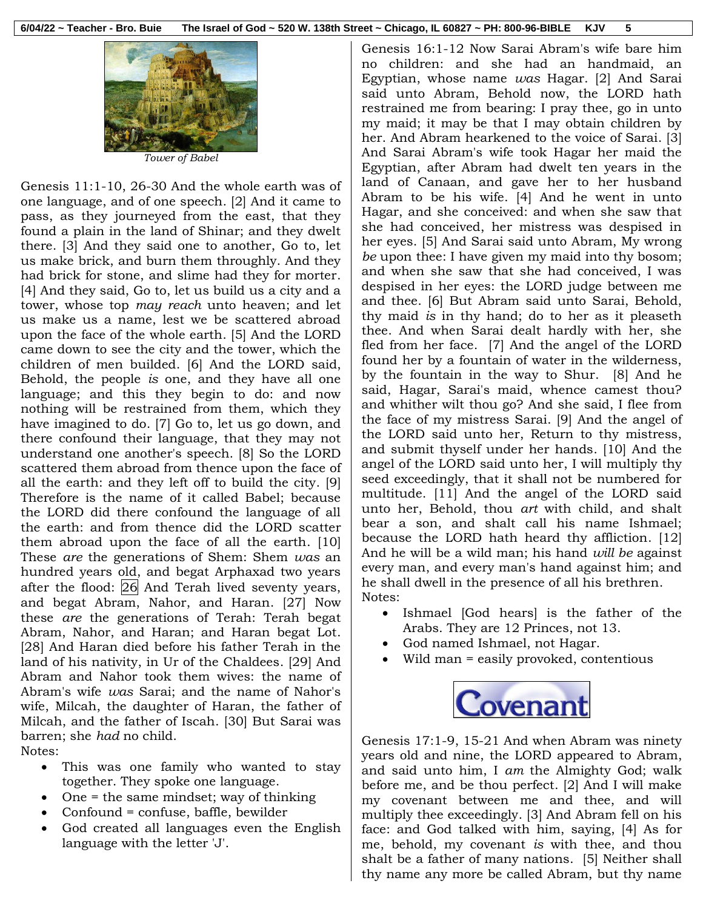*Tower of Babel*

Genesis 11:1-10, 26-30 And the whole earth was of one language, and of one speech. [2] And it came to pass, as they journeyed from the east, that they found a plain in the land of Shinar; and they dwelt there. [3] And they said one to another, Go to, let us make brick, and burn them throughly. And they had brick for stone, and slime had they for morter. [4] And they said, Go to, let us build us a city and a tower, whose top *may reach* unto heaven; and let us make us a name, lest we be scattered abroad upon the face of the whole earth. [5] And the LORD came down to see the city and the tower, which the children of men builded. [6] And the LORD said, Behold, the people *is* one, and they have all one language; and this they begin to do: and now nothing will be restrained from them, which they have imagined to do. [7] Go to, let us go down, and there confound their language, that they may not understand one another's speech. [8] So the LORD scattered them abroad from thence upon the face of all the earth: and they left off to build the city. [9] Therefore is the name of it called Babel; because the LORD did there confound the language of all the earth: and from thence did the LORD scatter them abroad upon the face of all the earth. [10] These *are* the generations of Shem: Shem *was* an hundred years old, and begat Arphaxad two years after the flood: 26 And Terah lived seventy years, and begat Abram, Nahor, and Haran. [27] Now these *are* the generations of Terah: Terah begat Abram, Nahor, and Haran; and Haran begat Lot. [28] And Haran died before his father Terah in the land of his nativity, in Ur of the Chaldees. [29] And Abram and Nahor took them wives: the name of Abram's wife *was* Sarai; and the name of Nahor's wife, Milcah, the daughter of Haran, the father of Milcah, and the father of Iscah. [30] But Sarai was barren; she *had* no child.

Notes:

- This was one family who wanted to stay together. They spoke one language.
- One = the same mindset; way of thinking
- Confound = confuse, baffle, bewilder
- God created all languages even the English language with the letter 'J'.

Genesis 16:1-12 Now Sarai Abram's wife bare him no children: and she had an handmaid, an Egyptian, whose name *was* Hagar. [2] And Sarai said unto Abram, Behold now, the LORD hath restrained me from bearing: I pray thee, go in unto my maid; it may be that I may obtain children by her. And Abram hearkened to the voice of Sarai. [3] And Sarai Abram's wife took Hagar her maid the Egyptian, after Abram had dwelt ten years in the land of Canaan, and gave her to her husband Abram to be his wife. [4] And he went in unto Hagar, and she conceived: and when she saw that she had conceived, her mistress was despised in her eyes. [5] And Sarai said unto Abram, My wrong *be* upon thee: I have given my maid into thy bosom; and when she saw that she had conceived, I was despised in her eyes: the LORD judge between me and thee. [6] But Abram said unto Sarai, Behold, thy maid *is* in thy hand; do to her as it pleaseth thee. And when Sarai dealt hardly with her, she fled from her face. [7] And the angel of the LORD found her by a fountain of water in the wilderness, by the fountain in the way to Shur. [8] And he said, Hagar, Sarai's maid, whence camest thou? and whither wilt thou go? And she said, I flee from the face of my mistress Sarai. [9] And the angel of the LORD said unto her, Return to thy mistress, and submit thyself under her hands. [10] And the angel of the LORD said unto her, I will multiply thy seed exceedingly, that it shall not be numbered for multitude. [11] And the angel of the LORD said unto her, Behold, thou *art* with child, and shalt bear a son, and shalt call his name Ishmael; because the LORD hath heard thy affliction. [12] And he will be a wild man; his hand *will be* against every man, and every man's hand against him; and he shall dwell in the presence of all his brethren.

Notes:

- Ishmael [God hears] is the father of the Arabs. They are 12 Princes, not 13.
- God named Ishmael, not Hagar.
- Wild man = easily provoked, contentious

Covenant

Genesis 17:1-9, 15-21 And when Abram was ninety years old and nine, the LORD appeared to Abram, and said unto him, I *am* the Almighty God; walk before me, and be thou perfect. [2] And I will make my covenant between me and thee, and will multiply thee exceedingly. [3] And Abram fell on his face: and God talked with him, saying, [4] As for me, behold, my covenant *is* with thee, and thou shalt be a father of many nations. [5] Neither shall thy name any more be called Abram, but thy name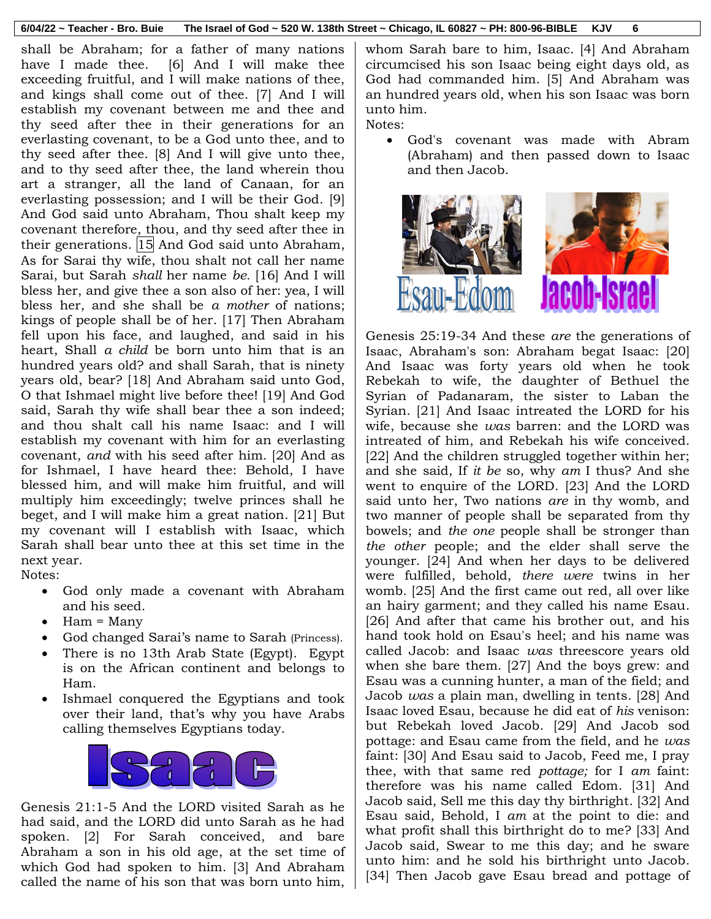shall be Abraham; for a father of many nations have I made thee. [6] And I will make thee exceeding fruitful, and I will make nations of thee, and kings shall come out of thee. [7] And I will establish my covenant between me and thee and thy seed after thee in their generations for an everlasting covenant, to be a God unto thee, and to thy seed after thee. [8] And I will give unto thee, and to thy seed after thee, the land wherein thou art a stranger, all the land of Canaan, for an everlasting possession; and I will be their God. [9] And God said unto Abraham, Thou shalt keep my covenant therefore, thou, and thy seed after thee in their generations. [15] And God said unto Abraham, As for Sarai thy wife, thou shalt not call her name Sarai, but Sarah *shall* her name *be.* [16] And I will bless her, and give thee a son also of her: yea, I will bless her, and she shall be *a mother* of nations; kings of people shall be of her. [17] Then Abraham fell upon his face, and laughed, and said in his heart, Shall *a child* be born unto him that is an hundred years old? and shall Sarah, that is ninety years old, bear? [18] And Abraham said unto God, O that Ishmael might live before thee! [19] And God said, Sarah thy wife shall bear thee a son indeed; and thou shalt call his name Isaac: and I will establish my covenant with him for an everlasting covenant, *and* with his seed after him. [20] And as for Ishmael, I have heard thee: Behold, I have blessed him, and will make him fruitful, and will multiply him exceedingly; twelve princes shall he beget, and I will make him a great nation. [21] But my covenant will I establish with Isaac, which Sarah shall bear unto thee at this set time in the next year.

Notes:

- God only made a covenant with Abraham and his seed.
- Ham = Many
- God changed Sarai's name to Sarah (Princess).
- There is no 13th Arab State (Egypt). Egypt is on the African continent and belongs to Ham.
- Ishmael conquered the Egyptians and took over their land, that's why you have Arabs calling themselves Egyptians today.

# Isaac

Genesis 21:1-5 And the LORD visited Sarah as he had said, and the LORD did unto Sarah as he had spoken. [2] For Sarah conceived, and bare Abraham a son in his old age, at the set time of which God had spoken to him. [3] And Abraham called the name of his son that was born unto him, whom Sarah bare to him, Isaac. [4] And Abraham circumcised his son Isaac being eight days old, as God had commanded him. [5] And Abraham was an hundred years old, when his son Isaac was born unto him.

Notes:

- God's covenant was made with Abram (Abraham) and then passed down to Isaac and then Jacob.

Esau-Edom Jacob-Israel

Genesis 25:19-34 And these *are* the generations of Isaac, Abraham's son: Abraham begat Isaac: [20] And Isaac was forty years old when he took Rebekah to wife, the daughter of Bethuel the Syrian of Padanaram, the sister to Laban the Syrian. [21] And Isaac intreated the LORD for his wife, because she *was* barren: and the LORD was intreated of him, and Rebekah his wife conceived. [22] And the children struggled together within her; and she said, If *it be* so, why *am* I thus? And she went to enquire of the LORD. [23] And the LORD said unto her, Two nations *are* in thy womb, and two manner of people shall be separated from thy bowels; and *the one* people shall be stronger than *the other* people; and the elder shall serve the younger. [24] And when her days to be delivered were fulfilled, behold, *there were* twins in her womb. [25] And the first came out red, all over like an hairy garment; and they called his name Esau. [26] And after that came his brother out, and his hand took hold on Esau's heel; and his name was called Jacob: and Isaac *was* threescore years old when she bare them. [27] And the boys grew: and Esau was a cunning hunter, a man of the field; and Jacob *was* a plain man, dwelling in tents. [28] And Isaac loved Esau, because he did eat of *his* venison: but Rebekah loved Jacob. [29] And Jacob sod pottage: and Esau came from the field, and he *was* faint: [30] And Esau said to Jacob, Feed me, I pray thee, with that same red *pottage;* for I *am* faint: therefore was his name called Edom. [31] And Jacob said, Sell me this day thy birthright. [32] And Esau said, Behold, I *am* at the point to die: and what profit shall this birthright do to me? [33] And Jacob said, Swear to me this day; and he sware unto him: and he sold his birthright unto Jacob. [34] Then Jacob gave Esau bread and pottage of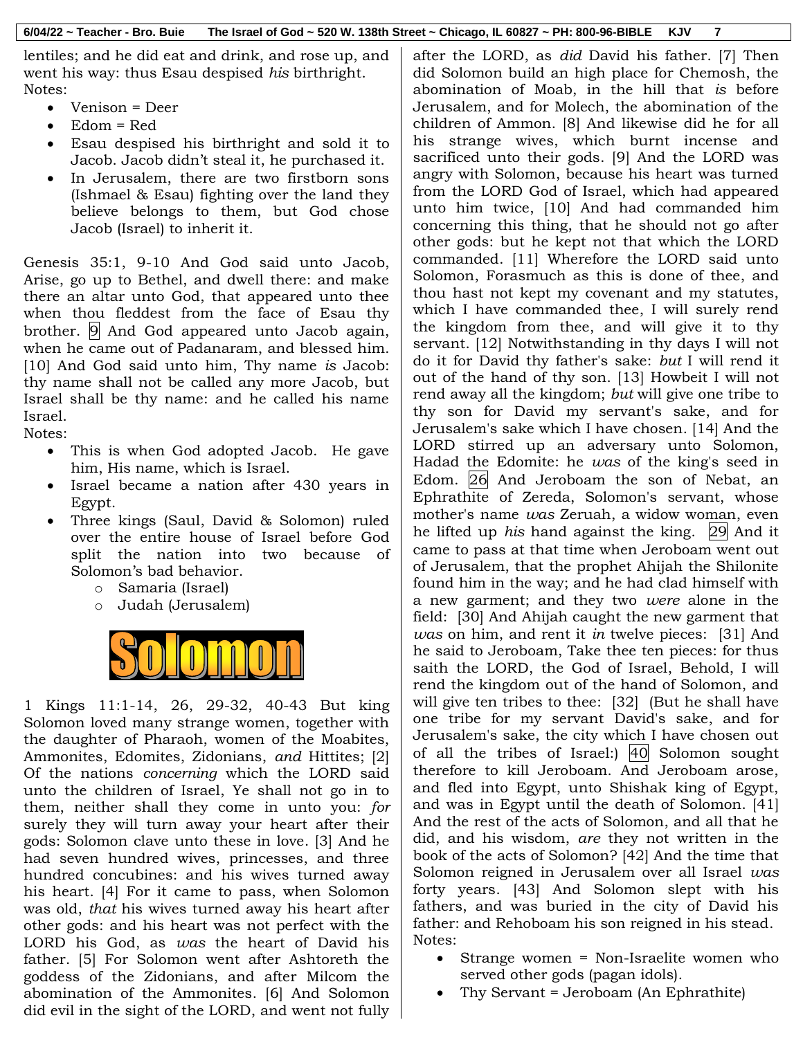lentiles; and he did eat and drink, and rose up, and went his way: thus Esau despised *his* birthright.

Notes:

- Venison = Deer
- Edom = Red
- Esau despised his birthright and sold it to Jacob. Jacob didn't steal it, he purchased it.
- In Jerusalem, there are two firstborn sons (Ishmael & Esau) fighting over the land they believe belongs to them, but God chose Jacob (Israel) to inherit it.

Genesis 35:1, 9-10 And God said unto Jacob, Arise, go up to Bethel, and dwell there: and make there an altar unto God, that appeared unto thee when thou fleddest from the face of Esau thy brother. [9] And God appeared unto Jacob again, when he came out of Padanaram, and blessed him. [10] And God said unto him, Thy name *is* Jacob: thy name shall not be called any more Jacob, but Israel shall be thy name: and he called his name Israel.

Notes:

- This is when God adopted Jacob. He gave him, His name, which is Israel.
- Israel became a nation after 430 years in Egypt.
- Three kings (Saul, David & Solomon) ruled over the entire house of Israel before God split the nation into two because of Solomon's bad behavior.
  - Samaria (Israel)
  - Judah (Jerusalem)

# Solomon

1 Kings 11:1-14, 26, 29-32, 40-43 But king Solomon loved many strange women, together with the daughter of Pharaoh, women of the Moabites, Ammonites, Edomites, Zidonians, *and* Hittites; [2] Of the nations *concerning* which the LORD said unto the children of Israel, Ye shall not go in to them, neither shall they come in unto you: *for* surely they will turn away your heart after their gods: Solomon clave unto these in love. [3] And he had seven hundred wives, princesses, and three hundred concubines: and his wives turned away his heart. [4] For it came to pass, when Solomon was old, *that* his wives turned away his heart after other gods: and his heart was not perfect with the LORD his God, as *was* the heart of David his father. [5] For Solomon went after Ashtoreth the goddess of the Zidonians, and after Milcom the abomination of the Ammonites. [6] And Solomon did evil in the sight of the LORD, and went not fully after the LORD, as *did* David his father. [7] Then did Solomon build an high place for Chemosh, the abomination of Moab, in the hill that *is* before Jerusalem, and for Molech, the abomination of the children of Ammon. [8] And likewise did he for all his strange wives, which burnt incense and sacrificed unto their gods. [9] And the LORD was angry with Solomon, because his heart was turned from the LORD God of Israel, which had appeared unto him twice, [10] And had commanded him concerning this thing, that he should not go after other gods: but he kept not that which the LORD commanded. [11] Wherefore the LORD said unto Solomon, Forasmuch as this is done of thee, and thou hast not kept my covenant and my statutes, which I have commanded thee, I will surely rend the kingdom from thee, and will give it to thy servant. [12] Notwithstanding in thy days I will not do it for David thy father's sake: *but* I will rend it out of the hand of thy son. [13] Howbeit I will not rend away all the kingdom; *but* will give one tribe to thy son for David my servant's sake, and for Jerusalem's sake which I have chosen. [14] And the LORD stirred up an adversary unto Solomon, Hadad the Edomite: he *was* of the king's seed in Edom. [26] And Jeroboam the son of Nebat, an Ephrathite of Zereda, Solomon's servant, whose mother's name *was* Zeruah, a widow woman, even he lifted up *his* hand against the king. [29] And it came to pass at that time when Jeroboam went out of Jerusalem, that the prophet Ahijah the Shilonite found him in the way; and he had clad himself with a new garment; and they two *were* alone in the field: [30] And Ahijah caught the new garment that *was* on him, and rent it *in* twelve pieces: [31] And he said to Jeroboam, Take thee ten pieces: for thus saith the LORD, the God of Israel, Behold, I will rend the kingdom out of the hand of Solomon, and will give ten tribes to thee: [32] (But he shall have one tribe for my servant David's sake, and for Jerusalem's sake, the city which I have chosen out of all the tribes of Israel:) [40] Solomon sought therefore to kill Jeroboam. And Jeroboam arose, and fled into Egypt, unto Shishak king of Egypt, and was in Egypt until the death of Solomon. [41] And the rest of the acts of Solomon, and all that he did, and his wisdom, *are* they not written in the book of the acts of Solomon? [42] And the time that Solomon reigned in Jerusalem over all Israel *was* forty years. [43] And Solomon slept with his fathers, and was buried in the city of David his father: and Rehoboam his son reigned in his stead.

Notes:

- Strange women = Non-Israelite women who served other gods (pagan idols).
- Thy Servant = Jeroboam (An Ephrathite)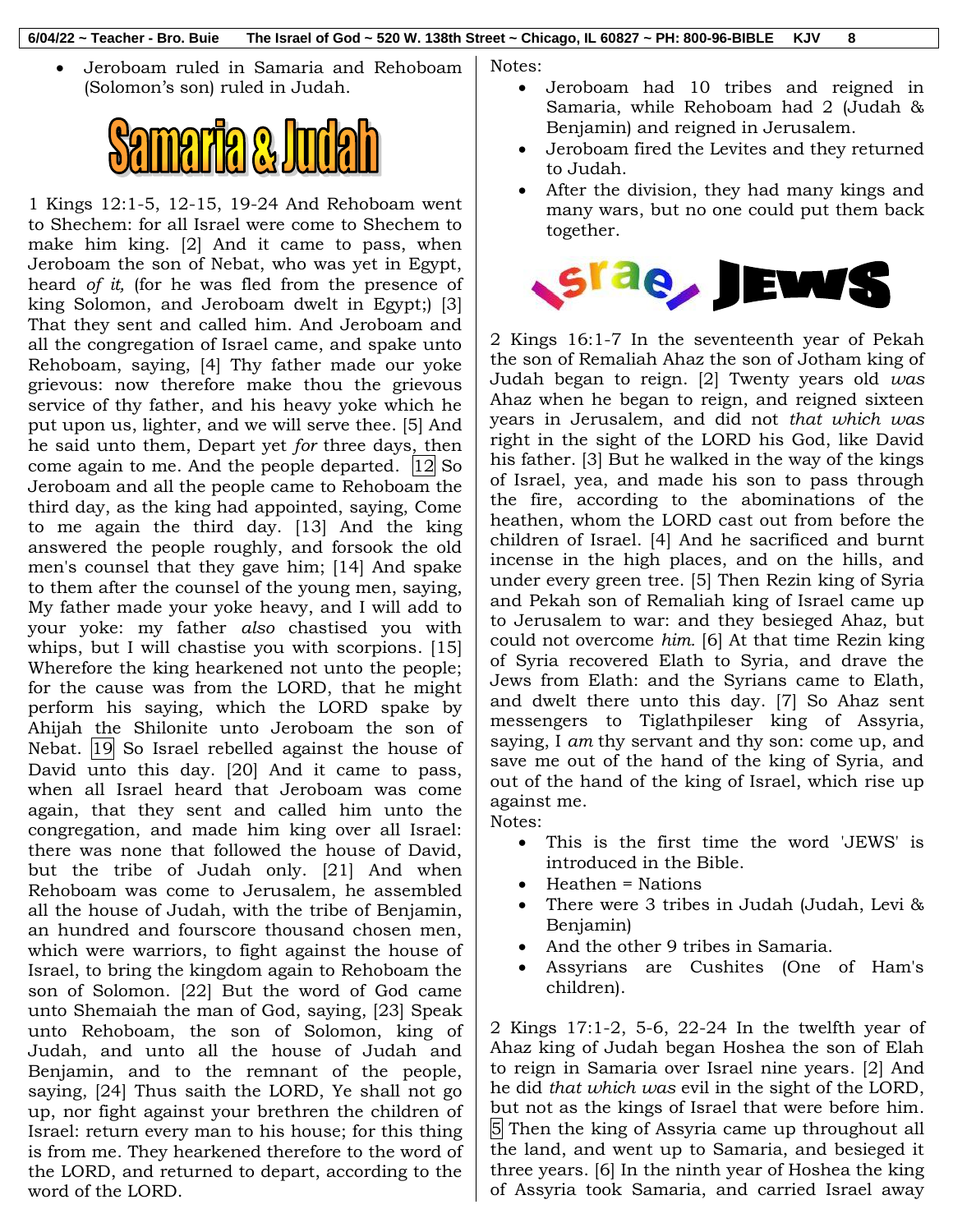- Jeroboam ruled in Samaria and Rehoboam (Solomon's son) ruled in Judah.

## Samaria & Judah

1 Kings 12:1-5, 12-15, 19-24 And Rehoboam went to Shechem: for all Israel were come to Shechem to make him king. [2] And it came to pass, when Jeroboam the son of Nebat, who was yet in Egypt, heard *of it,* (for he was fled from the presence of king Solomon, and Jeroboam dwelt in Egypt;) [3] That they sent and called him. And Jeroboam and all the congregation of Israel came, and spake unto Rehoboam, saying, [4] Thy father made our yoke grievous: now therefore make thou the grievous service of thy father, and his heavy yoke which he put upon us, lighter, and we will serve thee. [5] And he said unto them, Depart yet *for* three days, then come again to me. And the people departed. [12] So Jeroboam and all the people came to Rehoboam the third day, as the king had appointed, saying, Come to me again the third day. [13] And the king answered the people roughly, and forsook the old men's counsel that they gave him; [14] And spake to them after the counsel of the young men, saying, My father made your yoke heavy, and I will add to your yoke: my father *also* chastised you with whips, but I will chastise you with scorpions. [15] Wherefore the king hearkened not unto the people; for the cause was from the LORD, that he might perform his saying, which the LORD spake by Ahijah the Shilonite unto Jeroboam the son of Nebat. [19] So Israel rebelled against the house of David unto this day. [20] And it came to pass, when all Israel heard that Jeroboam was come again, that they sent and called him unto the congregation, and made him king over all Israel: there was none that followed the house of David, but the tribe of Judah only. [21] And when Rehoboam was come to Jerusalem, he assembled all the house of Judah, with the tribe of Benjamin, an hundred and fourscore thousand chosen men, which were warriors, to fight against the house of Israel, to bring the kingdom again to Rehoboam the son of Solomon. [22] But the word of God came unto Shemaiah the man of God, saying, [23] Speak unto Rehoboam, the son of Solomon, king of Judah, and unto all the house of Judah and Benjamin, and to the remnant of the people, saying, [24] Thus saith the LORD, Ye shall not go up, nor fight against your brethren the children of Israel: return every man to his house; for this thing is from me. They hearkened therefore to the word of the LORD, and returned to depart, according to the word of the LORD.

Notes:
- Jeroboam had 10 tribes and reigned in Samaria, while Rehoboam had 2 (Judah & Benjamin) and reigned in Jerusalem.
- Jeroboam fired the Levites and they returned to Judah.
- After the division, they had many kings and many wars, but no one could put them back together.

## Israel JEWS

2 Kings 16:1-7 In the seventeenth year of Pekah the son of Remaliah Ahaz the son of Jotham king of Judah began to reign. [2] Twenty years old *was* Ahaz when he began to reign, and reigned sixteen years in Jerusalem, and did not *that which was* right in the sight of the LORD his God, like David his father. [3] But he walked in the way of the kings of Israel, yea, and made his son to pass through the fire, according to the abominations of the heathen, whom the LORD cast out from before the children of Israel. [4] And he sacrificed and burnt incense in the high places, and on the hills, and under every green tree. [5] Then Rezin king of Syria and Pekah son of Remaliah king of Israel came up to Jerusalem to war: and they besieged Ahaz, but could not overcome *him.* [6] At that time Rezin king of Syria recovered Elath to Syria, and drave the Jews from Elath: and the Syrians came to Elath, and dwelt there unto this day. [7] So Ahaz sent messengers to Tiglathpileser king of Assyria, saying, I *am* thy servant and thy son: come up, and save me out of the hand of the king of Syria, and out of the hand of the king of Israel, which rise up against me.

Notes:
- This is the first time the word 'JEWS' is introduced in the Bible.
- Heathen = Nations
- There were 3 tribes in Judah (Judah, Levi & Benjamin)
- And the other 9 tribes in Samaria.
- Assyrians are Cushites (One of Ham's children).

2 Kings 17:1-2, 5-6, 22-24 In the twelfth year of Ahaz king of Judah began Hoshea the son of Elah to reign in Samaria over Israel nine years. [2] And he did *that which was* evil in the sight of the LORD, but not as the kings of Israel that were before him. [5] Then the king of Assyria came up throughout all the land, and went up to Samaria, and besieged it three years. [6] In the ninth year of Hoshea the king of Assyria took Samaria, and carried Israel away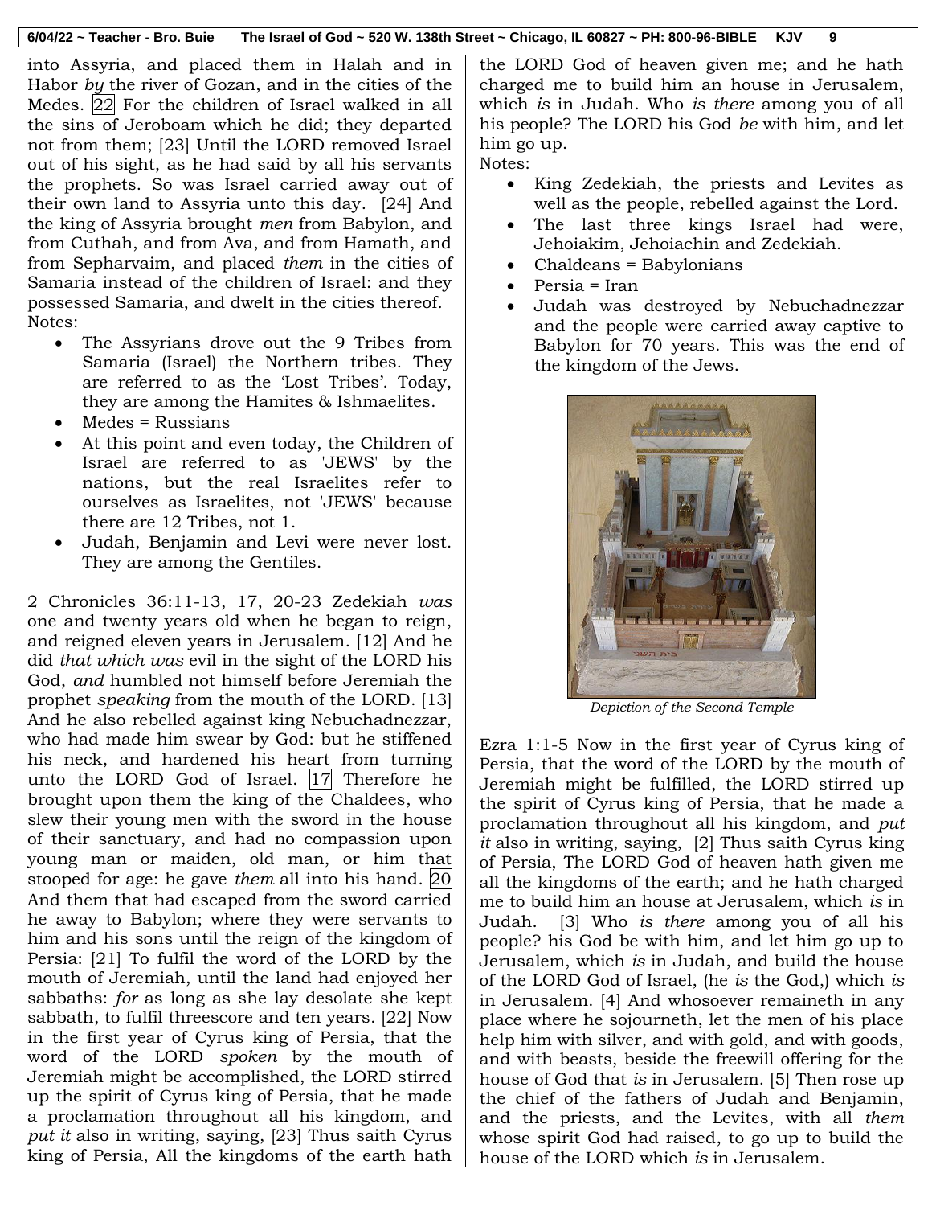into Assyria, and placed them in Halah and in Habor *by* the river of Gozan, and in the cities of the Medes. [22] For the children of Israel walked in all the sins of Jeroboam which he did; they departed not from them; [23] Until the LORD removed Israel out of his sight, as he had said by all his servants the prophets. So was Israel carried away out of their own land to Assyria unto this day. [24] And the king of Assyria brought *men* from Babylon, and from Cuthah, and from Ava, and from Hamath, and from Sepharvaim, and placed *them* in the cities of Samaria instead of the children of Israel: and they possessed Samaria, and dwelt in the cities thereof.

Notes:

- The Assyrians drove out the 9 Tribes from Samaria (Israel) the Northern tribes. They are referred to as the 'Lost Tribes'. Today, they are among the Hamites & Ishmaelites.
- Medes = Russians
- At this point and even today, the Children of Israel are referred to as 'JEWS' by the nations, but the real Israelites refer to ourselves as Israelites, not 'JEWS' because there are 12 Tribes, not 1.
- Judah, Benjamin and Levi were never lost. They are among the Gentiles.

2 Chronicles 36:11-13, 17, 20-23 Zedekiah *was* one and twenty years old when he began to reign, and reigned eleven years in Jerusalem. [12] And he did *that which was* evil in the sight of the LORD his God, *and* humbled not himself before Jeremiah the prophet *speaking* from the mouth of the LORD. [13] And he also rebelled against king Nebuchadnezzar, who had made him swear by God: but he stiffened his neck, and hardened his heart from turning unto the LORD God of Israel. [17] Therefore he brought upon them the king of the Chaldees, who slew their young men with the sword in the house of their sanctuary, and had no compassion upon young man or maiden, old man, or him that stooped for age: he gave *them* all into his hand. [20] And them that had escaped from the sword carried he away to Babylon; where they were servants to him and his sons until the reign of the kingdom of Persia: [21] To fulfil the word of the LORD by the mouth of Jeremiah, until the land had enjoyed her sabbaths: *for* as long as she lay desolate she kept sabbath, to fulfil threescore and ten years. [22] Now in the first year of Cyrus king of Persia, that the word of the LORD *spoken* by the mouth of Jeremiah might be accomplished, the LORD stirred up the spirit of Cyrus king of Persia, that he made a proclamation throughout all his kingdom, and *put it* also in writing, saying, [23] Thus saith Cyrus king of Persia, All the kingdoms of the earth hath the LORD God of heaven given me; and he hath charged me to build him an house in Jerusalem, which *is* in Judah. Who *is there* among you of all his people? The LORD his God *be* with him, and let him go up.

Notes:

- King Zedekiah, the priests and Levites as well as the people, rebelled against the Lord.
- The last three kings Israel had were, Jehoiakim, Jehoiachin and Zedekiah.
- Chaldeans = Babylonians
- Persia = Iran
- Judah was destroyed by Nebuchadnezzar and the people were carried away captive to Babylon for 70 years. This was the end of the kingdom of the Jews.

*Depiction of the Second Temple*

Ezra 1:1-5 Now in the first year of Cyrus king of Persia, that the word of the LORD by the mouth of Jeremiah might be fulfilled, the LORD stirred up the spirit of Cyrus king of Persia, that he made a proclamation throughout all his kingdom, and *put it* also in writing, saying, [2] Thus saith Cyrus king of Persia, The LORD God of heaven hath given me all the kingdoms of the earth; and he hath charged me to build him an house at Jerusalem, which *is* in Judah. [3] Who *is there* among you of all his people? his God be with him, and let him go up to Jerusalem, which *is* in Judah, and build the house of the LORD God of Israel, (he *is* the God,) which *is* in Jerusalem. [4] And whosoever remaineth in any place where he sojourneth, let the men of his place help him with silver, and with gold, and with goods, and with beasts, beside the freewill offering for the house of God that *is* in Jerusalem. [5] Then rose up the chief of the fathers of Judah and Benjamin, and the priests, and the Levites, with all *them* whose spirit God had raised, to go up to build the house of the LORD which *is* in Jerusalem.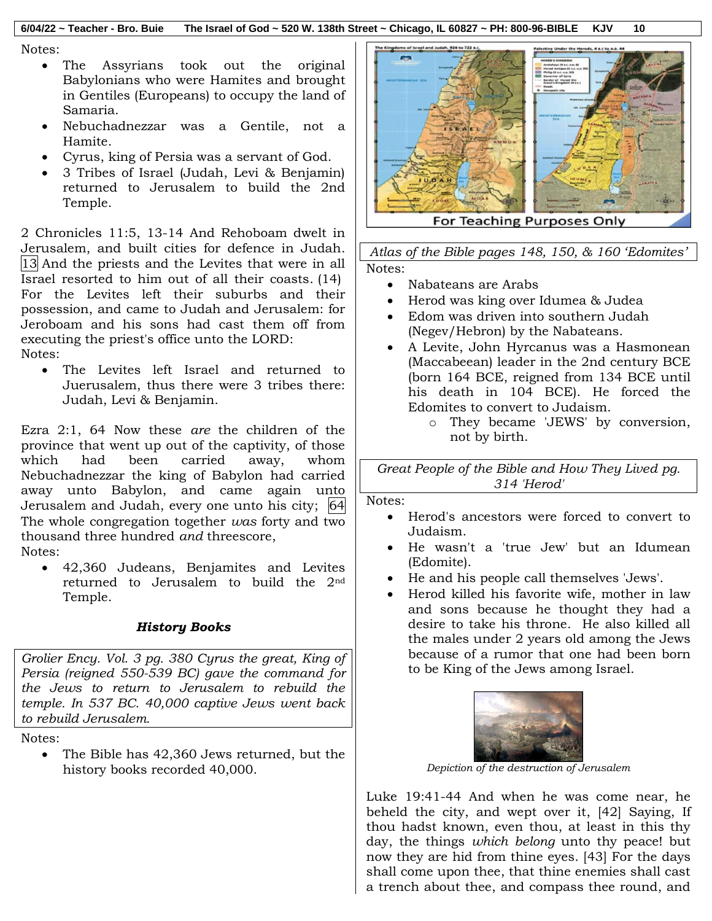Notes:

- The Assyrians took out the original Babylonians who were Hamites and brought in Gentiles (Europeans) to occupy the land of Samaria.
- Nebuchadnezzar was a Gentile, not a Hamite.
- Cyrus, king of Persia was a servant of God.
- 3 Tribes of Israel (Judah, Levi & Benjamin) returned to Jerusalem to build the 2nd Temple.

2 Chronicles 11:5, 13-14 And Rehoboam dwelt in Jerusalem, and built cities for defence in Judah. 13 And the priests and the Levites that were in all Israel resorted to him out of all their coasts. (14) For the Levites left their suburbs and their possession, and came to Judah and Jerusalem: for Jeroboam and his sons had cast them off from executing the priest's office unto the LORD:

Notes:

- The Levites left Israel and returned to Juerusalem, thus there were 3 tribes there: Judah, Levi & Benjamin.

Ezra 2:1, 64 Now these *are* the children of the province that went up out of the captivity, of those which had been carried away, whom Nebuchadnezzar the king of Babylon had carried away unto Babylon, and came again unto Jerusalem and Judah, every one unto his city; 64 The whole congregation together *was* forty and two thousand three hundred *and* threescore,

Notes:

- 42,360 Judeans, Benjamites and Levites returned to Jerusalem to build the 2nd Temple.

***History Books***

*Grolier Ency. Vol. 3 pg. 380 Cyrus the great, King of Persia (reigned 550-539 BC) gave the command for the Jews to return to Jerusalem to rebuild the temple. In 537 BC. 40,000 captive Jews went back to rebuild Jerusalem.*

Notes:

- The Bible has 42,360 Jews returned, but the history books recorded 40,000.

For Teaching Purposes Only

*Atlas of the Bible pages 148, 150, & 160 'Edomites'*

Notes:

- Nabateans are Arabs
- Herod was king over Idumea & Judea
- Edom was driven into southern Judah (Negev/Hebron) by the Nabateans.
- A Levite, John Hyrcanus was a Hasmonean (Maccabeean) leader in the 2nd century BCE (born 164 BCE, reigned from 134 BCE until his death in 104 BCE). He forced the Edomites to convert to Judaism.
  - They became 'JEWS' by conversion, not by birth.

*Great People of the Bible and How They Lived pg. 314 'Herod'*

Notes:

- Herod's ancestors were forced to convert to Judaism.
- He wasn't a 'true Jew' but an Idumean (Edomite).
- He and his people call themselves 'Jews'.
- Herod killed his favorite wife, mother in law and sons because he thought they had a desire to take his throne. He also killed all the males under 2 years old among the Jews because of a rumor that one had been born to be King of the Jews among Israel.

*Depiction of the destruction of Jerusalem*

Luke 19:41-44 And when he was come near, he beheld the city, and wept over it, [42] Saying, If thou hadst known, even thou, at least in this thy day, the things *which belong* unto thy peace! but now they are hid from thine eyes. [43] For the days shall come upon thee, that thine enemies shall cast a trench about thee, and compass thee round, and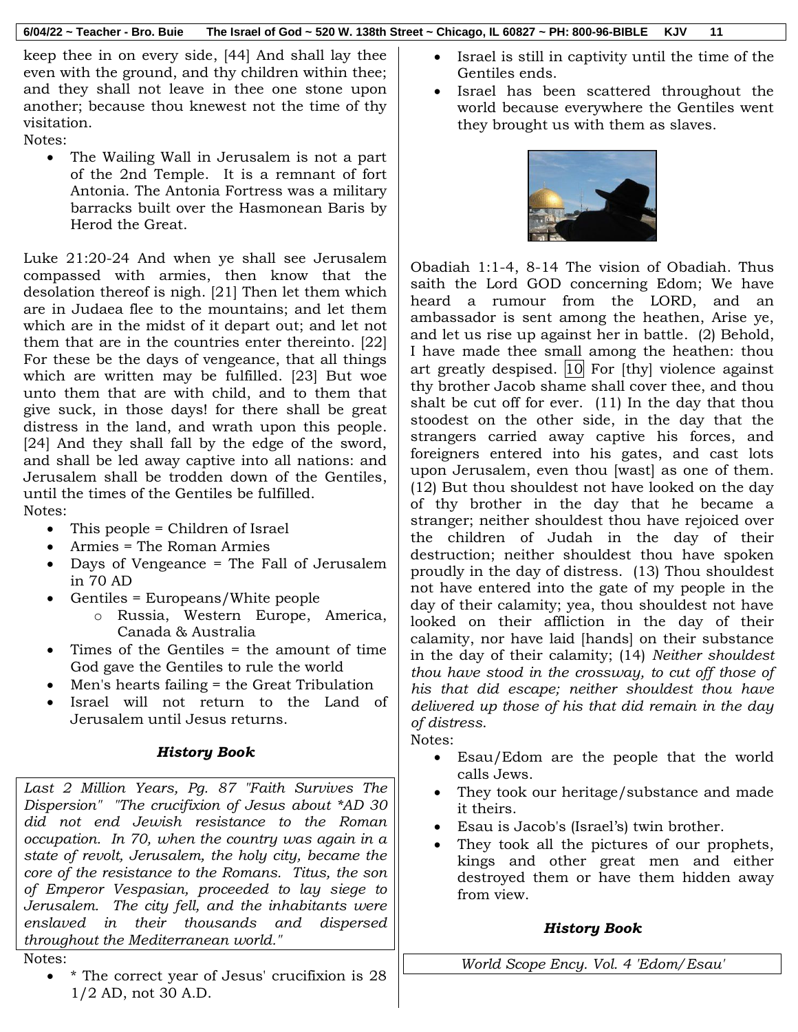keep thee in on every side, [44] And shall lay thee even with the ground, and thy children within thee; and they shall not leave in thee one stone upon another; because thou knewest not the time of thy visitation.

Notes:

- The Wailing Wall in Jerusalem is not a part of the 2nd Temple. It is a remnant of fort Antonia. The Antonia Fortress was a military barracks built over the Hasmonean Baris by Herod the Great.

Luke 21:20-24 And when ye shall see Jerusalem compassed with armies, then know that the desolation thereof is nigh. [21] Then let them which are in Judaea flee to the mountains; and let them which are in the midst of it depart out; and let not them that are in the countries enter thereinto. [22] For these be the days of vengeance, that all things which are written may be fulfilled. [23] But woe unto them that are with child, and to them that give suck, in those days! for there shall be great distress in the land, and wrath upon this people. [24] And they shall fall by the edge of the sword, and shall be led away captive into all nations: and Jerusalem shall be trodden down of the Gentiles, until the times of the Gentiles be fulfilled.

Notes:

- This people = Children of Israel
- Armies = The Roman Armies
- Days of Vengeance = The Fall of Jerusalem in 70 AD
- Gentiles = Europeans/White people
  - Russia, Western Europe, America, Canada & Australia
- Times of the Gentiles = the amount of time God gave the Gentiles to rule the world
- Men's hearts failing = the Great Tribulation
- Israel will not return to the Land of Jerusalem until Jesus returns.

***History Book***

*Last 2 Million Years, Pg. 87 "Faith Survives The Dispersion" "The crucifixion of Jesus about *AD 30 did not end Jewish resistance to the Roman occupation. In 70, when the country was again in a state of revolt, Jerusalem, the holy city, became the core of the resistance to the Romans. Titus, the son of Emperor Vespasian, proceeded to lay siege to Jerusalem. The city fell, and the inhabitants were enslaved in their thousands and dispersed throughout the Mediterranean world."*

Notes:

- * The correct year of Jesus' crucifixion is 28 1/2 AD, not 30 A.D.
- Israel is still in captivity until the time of the Gentiles ends.
- Israel has been scattered throughout the world because everywhere the Gentiles went they brought us with them as slaves.

Obadiah 1:1-4, 8-14 The vision of Obadiah. Thus saith the Lord GOD concerning Edom; We have heard a rumour from the LORD, and an ambassador is sent among the heathen, Arise ye, and let us rise up against her in battle. (2) Behold, I have made thee small among the heathen: thou art greatly despised. 10 For [thy] violence against thy brother Jacob shame shall cover thee, and thou shalt be cut off for ever. (11) In the day that thou stoodest on the other side, in the day that the strangers carried away captive his forces, and foreigners entered into his gates, and cast lots upon Jerusalem, even thou [wast] as one of them. (12) But thou shouldest not have looked on the day of thy brother in the day that he became a stranger; neither shouldest thou have rejoiced over the children of Judah in the day of their destruction; neither shouldest thou have spoken proudly in the day of distress. (13) Thou shouldest not have entered into the gate of my people in the day of their calamity; yea, thou shouldest not have looked on their affliction in the day of their calamity, nor have laid [hands] on their substance in the day of their calamity; (14) *Neither shouldest thou have stood in the crossway, to cut off those of his that did escape; neither shouldest thou have delivered up those of his that did remain in the day of distress.*

Notes:

- Esau/Edom are the people that the world calls Jews.
- They took our heritage/substance and made it theirs.
- Esau is Jacob's (Israel's) twin brother.
- They took all the pictures of our prophets, kings and other great men and either destroyed them or have them hidden away from view.

***History Book***

*World Scope Ency. Vol. 4 'Edom/Esau'*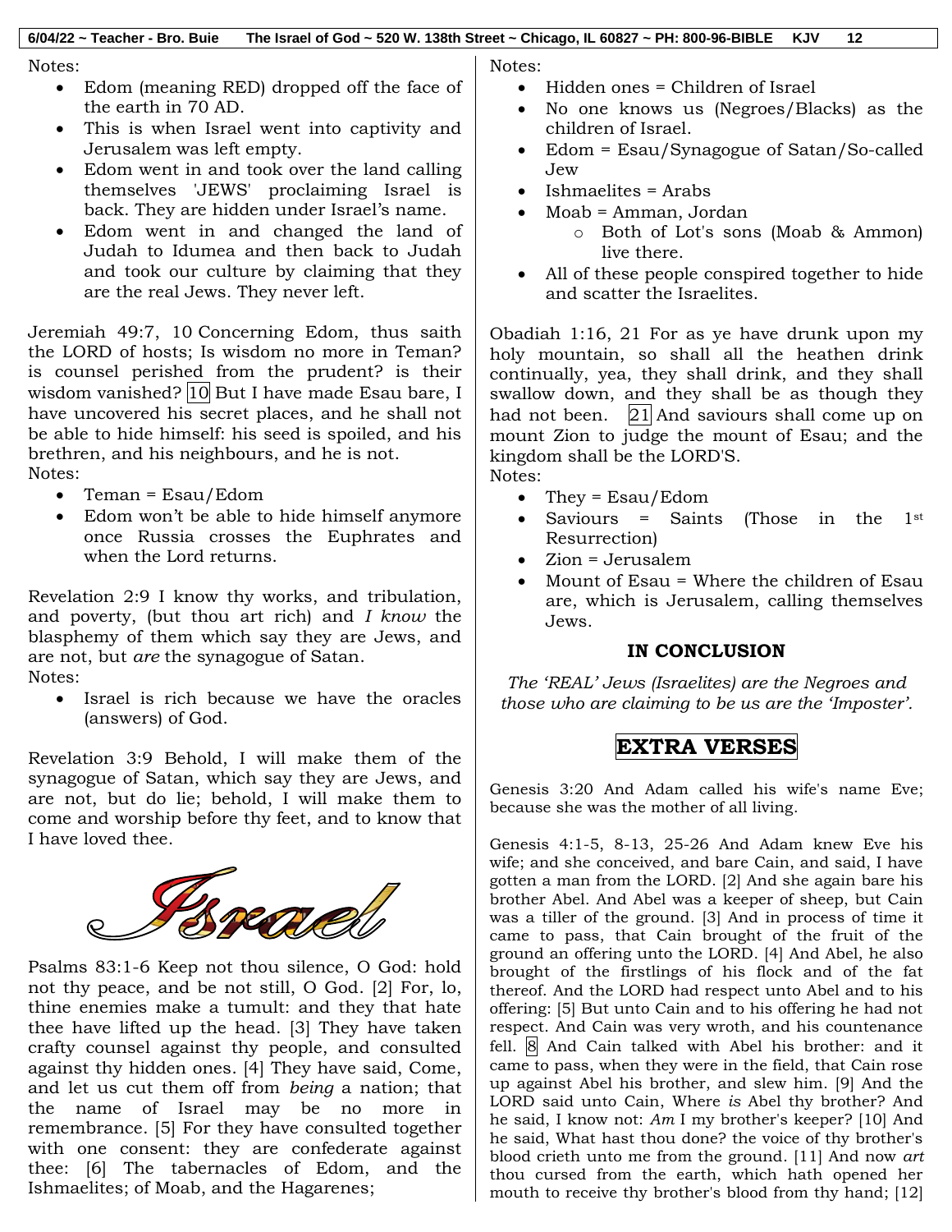Notes:

- Edom (meaning RED) dropped off the face of the earth in 70 AD.
- This is when Israel went into captivity and Jerusalem was left empty.
- Edom went in and took over the land calling themselves 'JEWS' proclaiming Israel is back. They are hidden under Israel's name.
- Edom went in and changed the land of Judah to Idumea and then back to Judah and took our culture by claiming that they are the real Jews. They never left.

Jeremiah 49:7, 10 Concerning Edom, thus saith the LORD of hosts; Is wisdom no more in Teman? is counsel perished from the prudent? is their wisdom vanished? [10] But I have made Esau bare, I have uncovered his secret places, and he shall not be able to hide himself: his seed is spoiled, and his brethren, and his neighbours, and he is not.

Notes:

- Teman = Esau/Edom
- Edom won't be able to hide himself anymore once Russia crosses the Euphrates and when the Lord returns.

Revelation 2:9 I know thy works, and tribulation, and poverty, (but thou art rich) and *I know* the blasphemy of them which say they are Jews, and are not, but *are* the synagogue of Satan.

Notes:

- Israel is rich because we have the oracles (answers) of God.

Revelation 3:9 Behold, I will make them of the synagogue of Satan, which say they are Jews, and are not, but do lie; behold, I will make them to come and worship before thy feet, and to know that I have loved thee.

Israel

Psalms 83:1-6 Keep not thou silence, O God: hold not thy peace, and be not still, O God. [2] For, lo, thine enemies make a tumult: and they that hate thee have lifted up the head. [3] They have taken crafty counsel against thy people, and consulted against thy hidden ones. [4] They have said, Come, and let us cut them off from *being* a nation; that the name of Israel may be no more in remembrance. [5] For they have consulted together with one consent: they are confederate against thee: [6] The tabernacles of Edom, and the Ishmaelites; of Moab, and the Hagarenes;

Notes:

- Hidden ones = Children of Israel
- No one knows us (Negroes/Blacks) as the children of Israel.
- Edom = Esau/Synagogue of Satan/So-called Jew
- Ishmaelites = Arabs
- Moab = Amman, Jordan
  - Both of Lot's sons (Moab & Ammon) live there.
- All of these people conspired together to hide and scatter the Israelites.

Obadiah 1:16, 21 For as ye have drunk upon my holy mountain, so shall all the heathen drink continually, yea, they shall drink, and they shall swallow down, and they shall be as though they had not been. [21] And saviours shall come up on mount Zion to judge the mount of Esau; and the kingdom shall be the LORD'S.

Notes:

- They = Esau/Edom
- Saviours = Saints (Those in the 1st Resurrection)
- Zion = Jerusalem
- Mount of Esau = Where the children of Esau are, which is Jerusalem, calling themselves Jews.

## IN CONCLUSION

*The 'REAL' Jews (Israelites) are the Negroes and those who are claiming to be us are the 'Imposter'.*

## EXTRA VERSES

Genesis 3:20 And Adam called his wife's name Eve; because she was the mother of all living.

Genesis 4:1-5, 8-13, 25-26 And Adam knew Eve his wife; and she conceived, and bare Cain, and said, I have gotten a man from the LORD. [2] And she again bare his brother Abel. And Abel was a keeper of sheep, but Cain was a tiller of the ground. [3] And in process of time it came to pass, that Cain brought of the fruit of the ground an offering unto the LORD. [4] And Abel, he also brought of the firstlings of his flock and of the fat thereof. And the LORD had respect unto Abel and to his offering: [5] But unto Cain and to his offering he had not respect. And Cain was very wroth, and his countenance fell. [8] And Cain talked with Abel his brother: and it came to pass, when they were in the field, that Cain rose up against Abel his brother, and slew him. [9] And the LORD said unto Cain, Where *is* Abel thy brother? And he said, I know not: *Am* I my brother's keeper? [10] And he said, What hast thou done? the voice of thy brother's blood crieth unto me from the ground. [11] And now *art* thou cursed from the earth, which hath opened her mouth to receive thy brother's blood from thy hand; [12]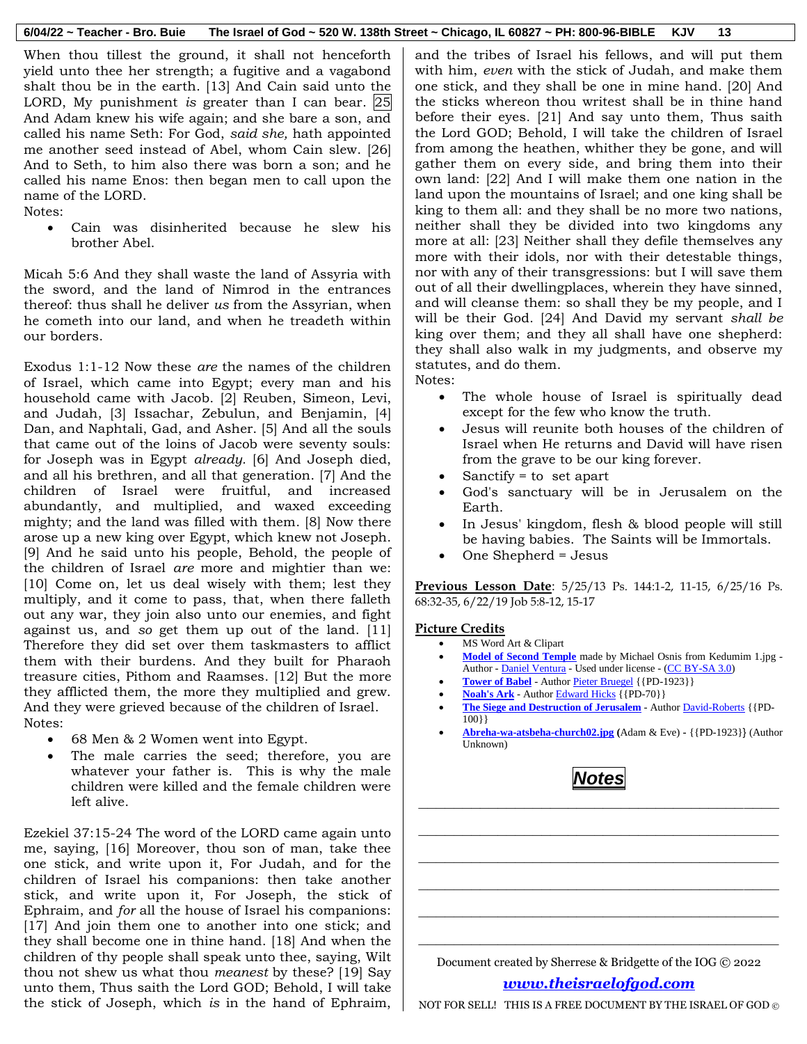When thou tillest the ground, it shall not henceforth yield unto thee her strength; a fugitive and a vagabond shalt thou be in the earth. [13] And Cain said unto the LORD, My punishment *is* greater than I can bear. [25] And Adam knew his wife again; and she bare a son, and called his name Seth: For God, *said she,* hath appointed me another seed instead of Abel, whom Cain slew. [26] And to Seth, to him also there was born a son; and he called his name Enos: then began men to call upon the name of the LORD.

Notes:

- Cain was disinherited because he slew his brother Abel.

Micah 5:6 And they shall waste the land of Assyria with the sword, and the land of Nimrod in the entrances thereof: thus shall he deliver *us* from the Assyrian, when he cometh into our land, and when he treadeth within our borders.

Exodus 1:1-12 Now these *are* the names of the children of Israel, which came into Egypt; every man and his household came with Jacob. [2] Reuben, Simeon, Levi, and Judah, [3] Issachar, Zebulun, and Benjamin, [4] Dan, and Naphtali, Gad, and Asher. [5] And all the souls that came out of the loins of Jacob were seventy souls: for Joseph was in Egypt *already.* [6] And Joseph died, and all his brethren, and all that generation. [7] And the children of Israel were fruitful, and increased abundantly, and multiplied, and waxed exceeding mighty; and the land was filled with them. [8] Now there arose up a new king over Egypt, which knew not Joseph. [9] And he said unto his people, Behold, the people of the children of Israel *are* more and mightier than we: [10] Come on, let us deal wisely with them; lest they multiply, and it come to pass, that, when there falleth out any war, they join also unto our enemies, and fight against us, and *so* get them up out of the land. [11] Therefore they did set over them taskmasters to afflict them with their burdens. And they built for Pharaoh treasure cities, Pithom and Raamses. [12] But the more they afflicted them, the more they multiplied and grew. And they were grieved because of the children of Israel.

Notes:

- 68 Men & 2 Women went into Egypt.
- The male carries the seed; therefore, you are whatever your father is. This is why the male children were killed and the female children were left alive.

Ezekiel 37:15-24 The word of the LORD came again unto me, saying, [16] Moreover, thou son of man, take thee one stick, and write upon it, For Judah, and for the children of Israel his companions: then take another stick, and write upon it, For Joseph, the stick of Ephraim, and *for* all the house of Israel his companions: [17] And join them one to another into one stick; and they shall become one in thine hand. [18] And when the children of thy people shall speak unto thee, saying, Wilt thou not shew us what thou *meanest* by these? [19] Say unto them, Thus saith the Lord GOD; Behold, I will take the stick of Joseph, which *is* in the hand of Ephraim, and the tribes of Israel his fellows, and will put them with him, *even* with the stick of Judah, and make them one stick, and they shall be one in mine hand. [20] And the sticks whereon thou writest shall be in thine hand before their eyes. [21] And say unto them, Thus saith the Lord GOD; Behold, I will take the children of Israel from among the heathen, whither they be gone, and will gather them on every side, and bring them into their own land: [22] And I will make them one nation in the land upon the mountains of Israel; and one king shall be king to them all: and they shall be no more two nations, neither shall they be divided into two kingdoms any more at all: [23] Neither shall they defile themselves any more with their idols, nor with their detestable things, nor with any of their transgressions: but I will save them out of all their dwellingplaces, wherein they have sinned, and will cleanse them: so shall they be my people, and I will be their God. [24] And David my servant *shall be* king over them; and they all shall have one shepherd: they shall also walk in my judgments, and observe my statutes, and do them.

Notes:

- The whole house of Israel is spiritually dead except for the few who know the truth.
- Jesus will reunite both houses of the children of Israel when He returns and David will have risen from the grave to be our king forever.
- Sanctify = to set apart
- God's sanctuary will be in Jerusalem on the Earth.
- In Jesus' kingdom, flesh & blood people will still be having babies. The Saints will be Immortals.
- One Shepherd = Jesus

**Previous Lesson Date**: 5/25/13 Ps. 144:1-2, 11-15, 6/25/16 Ps. 68:32-35, 6/22/19 Job 5:8-12, 15-17

**Picture Credits**

- MS Word Art & Clipart
- **Model of Second Temple** made by Michael Osnis from Kedumim 1.jpg - Author - Daniel Ventura - Used under license - (CC BY-SA 3.0)
- **Tower of Babel** - Author Pieter Bruegel {{PD-1923}}
- **Noah's Ark** - Author Edward Hicks {{PD-70}}
- **The Siege and Destruction of Jerusalem** - Author David-Roberts {{PD-100}}
- **Abreha-wa-atsbeha-church02.jpg (**Adam & Eve) - {{PD-1923}} (Author Unknown)

***Notes***

\_\_\_\_\_\_\_\_\_\_\_\_\_\_\_\_\_\_\_\_\_\_\_\_\_\_\_\_\_\_\_\_\_\_\_\_\_\_\_\_

\_\_\_\_\_\_\_\_\_\_\_\_\_\_\_\_\_\_\_\_\_\_\_\_\_\_\_\_\_\_\_\_\_\_\_\_\_\_\_\_

\_\_\_\_\_\_\_\_\_\_\_\_\_\_\_\_\_\_\_\_\_\_\_\_\_\_\_\_\_\_\_\_\_\_\_\_\_\_\_\_

\_\_\_\_\_\_\_\_\_\_\_\_\_\_\_\_\_\_\_\_\_\_\_\_\_\_\_\_\_\_\_\_\_\_\_\_\_\_\_\_

\_\_\_\_\_\_\_\_\_\_\_\_\_\_\_\_\_\_\_\_\_\_\_\_\_\_\_\_\_\_\_\_\_\_\_\_\_\_\_\_

\_\_\_\_\_\_\_\_\_\_\_\_\_\_\_\_\_\_\_\_\_\_\_\_\_\_\_\_\_\_\_\_\_\_\_\_\_\_\_\_

Document created by Sherrese & Bridgette of the IOG © 2022

***www.theisraelofgod.com***

NOT FOR SELL! THIS IS A FREE DOCUMENT BY THE ISRAEL OF GOD ©